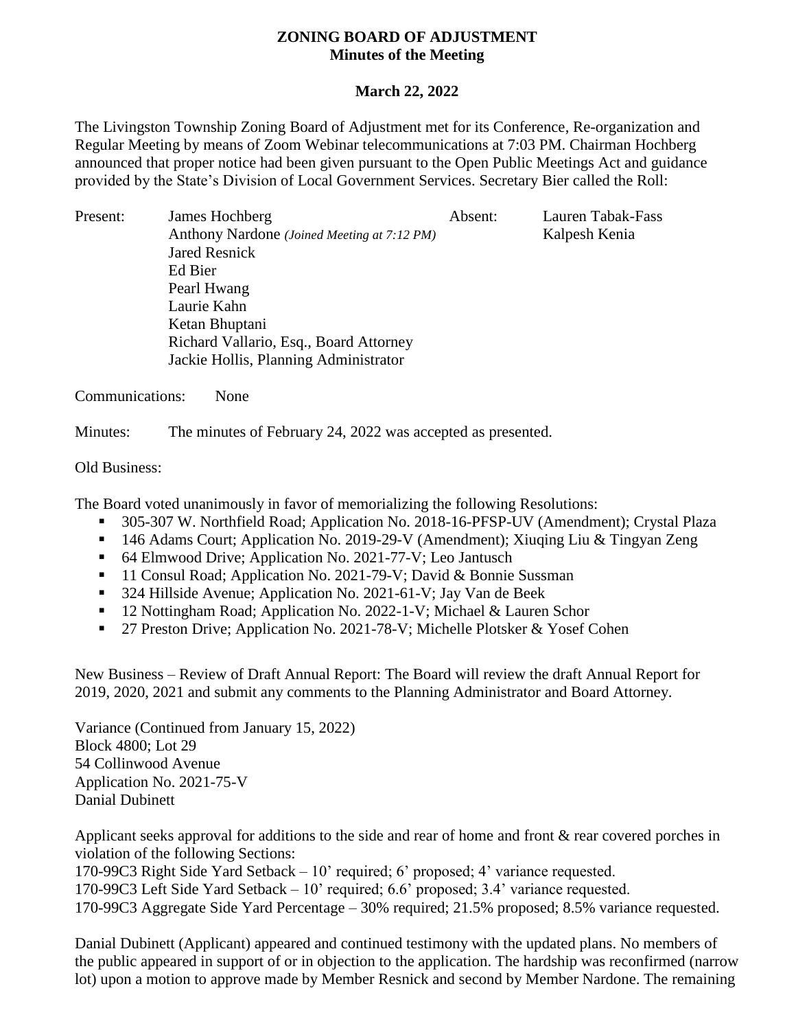# ZONING BOARD OF ADJUSTMENT
## Minutes of the Meeting

### March 22, 2022

The Livingston Township Zoning Board of Adjustment met for its Conference, Re-organization and Regular Meeting by means of Zoom Webinar telecommunications at 7:03 PM. Chairman Hochberg announced that proper notice had been given pursuant to the Open Public Meetings Act and guidance provided by the State's Division of Local Government Services. Secretary Bier called the Roll:

Present:
- James Hochberg
- Anthony Nardone *(Joined Meeting at 7:12 PM)*
- Jared Resnick
- Ed Bier
- Pearl Hwang
- Laurie Kahn
- Ketan Bhuptani
- Richard Vallario, Esq., Board Attorney
- Jackie Hollis, Planning Administrator

Absent:
- Lauren Tabak-Fass
- Kalpesh Kenia

Communications: None

Minutes: The minutes of February 24, 2022 was accepted as presented.

Old Business:

The Board voted unanimously in favor of memorializing the following Resolutions:

- 305-307 W. Northfield Road; Application No. 2018-16-PFSP-UV (Amendment); Crystal Plaza
- 146 Adams Court; Application No. 2019-29-V (Amendment); Xiuqing Liu & Tingyan Zeng
- 64 Elmwood Drive; Application No. 2021-77-V; Leo Jantusch
- 11 Consul Road; Application No. 2021-79-V; David & Bonnie Sussman
- 324 Hillside Avenue; Application No. 2021-61-V; Jay Van de Beek
- 12 Nottingham Road; Application No. 2022-1-V; Michael & Lauren Schor
- 27 Preston Drive; Application No. 2021-78-V; Michelle Plotsker & Yosef Cohen

New Business – Review of Draft Annual Report: The Board will review the draft Annual Report for 2019, 2020, 2021 and submit any comments to the Planning Administrator and Board Attorney.

Variance (Continued from January 15, 2022)
Block 4800; Lot 29
54 Collinwood Avenue
Application No. 2021-75-V
Danial Dubinett

Applicant seeks approval for additions to the side and rear of home and front & rear covered porches in violation of the following Sections:
170-99C3 Right Side Yard Setback – 10' required; 6' proposed; 4' variance requested.
170-99C3 Left Side Yard Setback – 10' required; 6.6' proposed; 3.4' variance requested.
170-99C3 Aggregate Side Yard Percentage – 30% required; 21.5% proposed; 8.5% variance requested.

Danial Dubinett (Applicant) appeared and continued testimony with the updated plans. No members of the public appeared in support of or in objection to the application. The hardship was reconfirmed (narrow lot) upon a motion to approve made by Member Resnick and second by Member Nardone. The remaining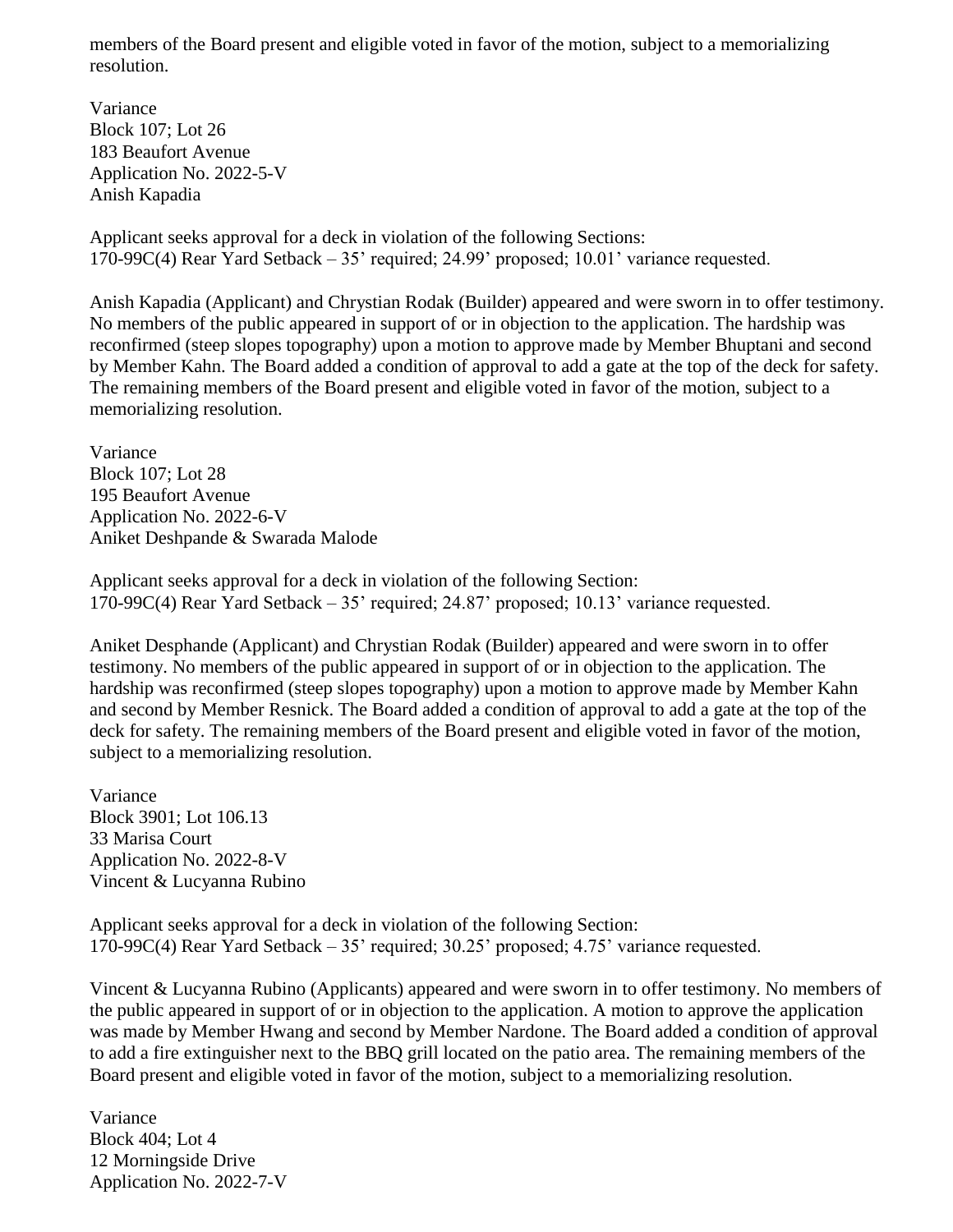members of the Board present and eligible voted in favor of the motion, subject to a memorializing resolution.

Variance
Block 107; Lot 26
183 Beaufort Avenue
Application No. 2022-5-V
Anish Kapadia

Applicant seeks approval for a deck in violation of the following Sections:
170-99C(4) Rear Yard Setback – 35’ required; 24.99’ proposed; 10.01’ variance requested.

Anish Kapadia (Applicant) and Chrystian Rodak (Builder) appeared and were sworn in to offer testimony. No members of the public appeared in support of or in objection to the application. The hardship was reconfirmed (steep slopes topography) upon a motion to approve made by Member Bhuptani and second by Member Kahn. The Board added a condition of approval to add a gate at the top of the deck for safety. The remaining members of the Board present and eligible voted in favor of the motion, subject to a memorializing resolution.

Variance
Block 107; Lot 28
195 Beaufort Avenue
Application No. 2022-6-V
Aniket Deshpande & Swarada Malode

Applicant seeks approval for a deck in violation of the following Section:
170-99C(4) Rear Yard Setback – 35’ required; 24.87’ proposed; 10.13’ variance requested.

Aniket Desphande (Applicant) and Chrystian Rodak (Builder) appeared and were sworn in to offer testimony. No members of the public appeared in support of or in objection to the application. The hardship was reconfirmed (steep slopes topography) upon a motion to approve made by Member Kahn and second by Member Resnick. The Board added a condition of approval to add a gate at the top of the deck for safety. The remaining members of the Board present and eligible voted in favor of the motion, subject to a memorializing resolution.

Variance
Block 3901; Lot 106.13
33 Marisa Court
Application No. 2022-8-V
Vincent & Lucyanna Rubino

Applicant seeks approval for a deck in violation of the following Section:
170-99C(4) Rear Yard Setback – 35’ required; 30.25’ proposed; 4.75’ variance requested.

Vincent & Lucyanna Rubino (Applicants) appeared and were sworn in to offer testimony. No members of the public appeared in support of or in objection to the application. A motion to approve the application was made by Member Hwang and second by Member Nardone. The Board added a condition of approval to add a fire extinguisher next to the BBQ grill located on the patio area. The remaining members of the Board present and eligible voted in favor of the motion, subject to a memorializing resolution.

Variance
Block 404; Lot 4
12 Morningside Drive
Application No. 2022-7-V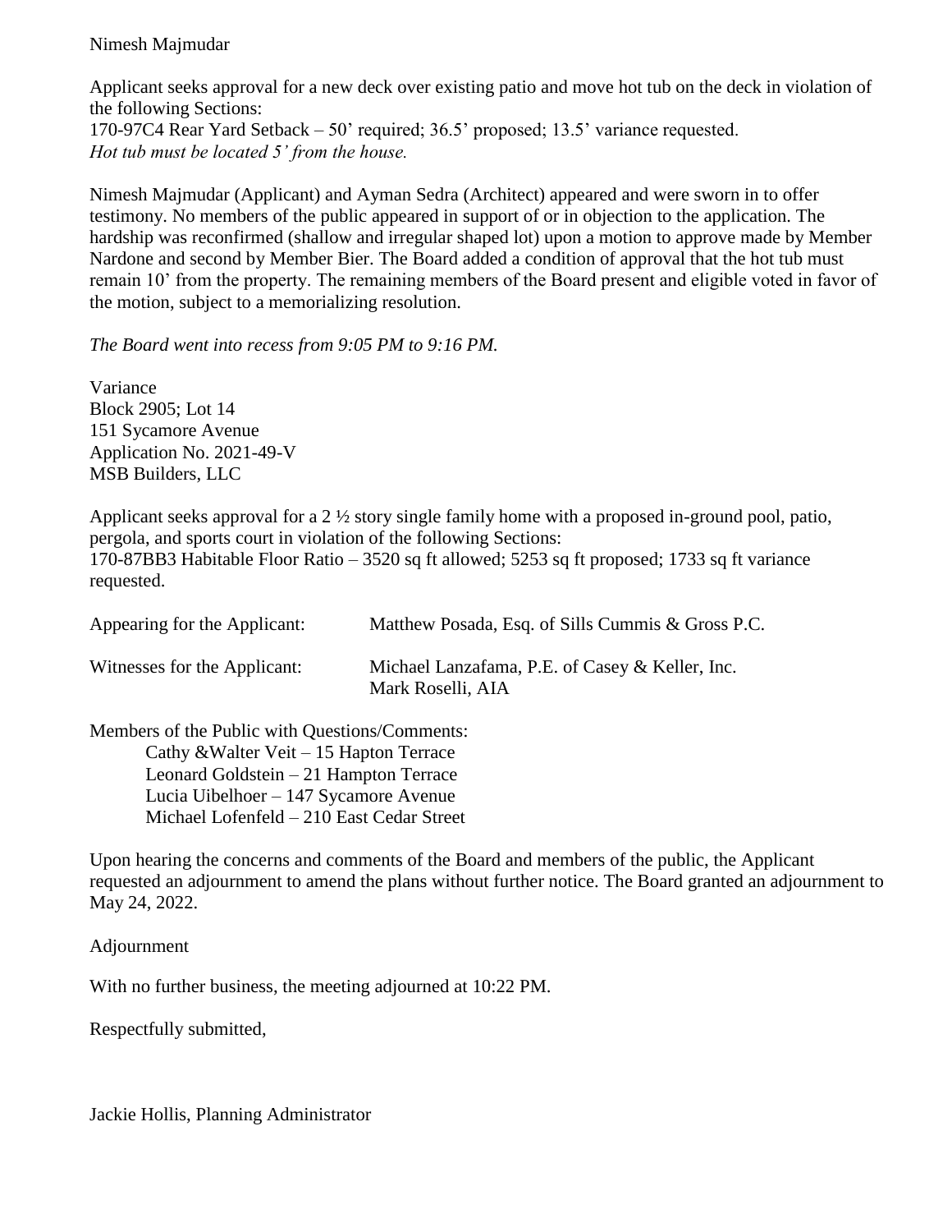Nimesh Majmudar

Applicant seeks approval for a new deck over existing patio and move hot tub on the deck in violation of the following Sections:
170-97C4 Rear Yard Setback – 50' required; 36.5' proposed; 13.5' variance requested.
*Hot tub must be located 5' from the house.*

Nimesh Majmudar (Applicant) and Ayman Sedra (Architect) appeared and were sworn in to offer testimony. No members of the public appeared in support of or in objection to the application. The hardship was reconfirmed (shallow and irregular shaped lot) upon a motion to approve made by Member Nardone and second by Member Bier. The Board added a condition of approval that the hot tub must remain 10' from the property. The remaining members of the Board present and eligible voted in favor of the motion, subject to a memorializing resolution.

*The Board went into recess from 9:05 PM to 9:16 PM.*

Variance
Block 2905; Lot 14
151 Sycamore Avenue
Application No. 2021-49-V
MSB Builders, LLC

Applicant seeks approval for a 2 ½ story single family home with a proposed in-ground pool, patio, pergola, and sports court in violation of the following Sections:
170-87BB3 Habitable Floor Ratio – 3520 sq ft allowed; 5253 sq ft proposed; 1733 sq ft variance requested.

| | |
|---|---|
| Appearing for the Applicant: | Matthew Posada, Esq. of Sills Cummis & Gross P.C. |
| Witnesses for the Applicant: | Michael Lanzafama, P.E. of Casey & Keller, Inc.<br>Mark Roselli, AIA |

Members of the Public with Questions/Comments:

- Cathy &Walter Veit – 15 Hapton Terrace
- Leonard Goldstein – 21 Hampton Terrace
- Lucia Uibelhoer – 147 Sycamore Avenue
- Michael Lofenfeld – 210 East Cedar Street

Upon hearing the concerns and comments of the Board and members of the public, the Applicant requested an adjournment to amend the plans without further notice. The Board granted an adjournment to May 24, 2022.

Adjournment

With no further business, the meeting adjourned at 10:22 PM.

Respectfully submitted,

Jackie Hollis, Planning Administrator